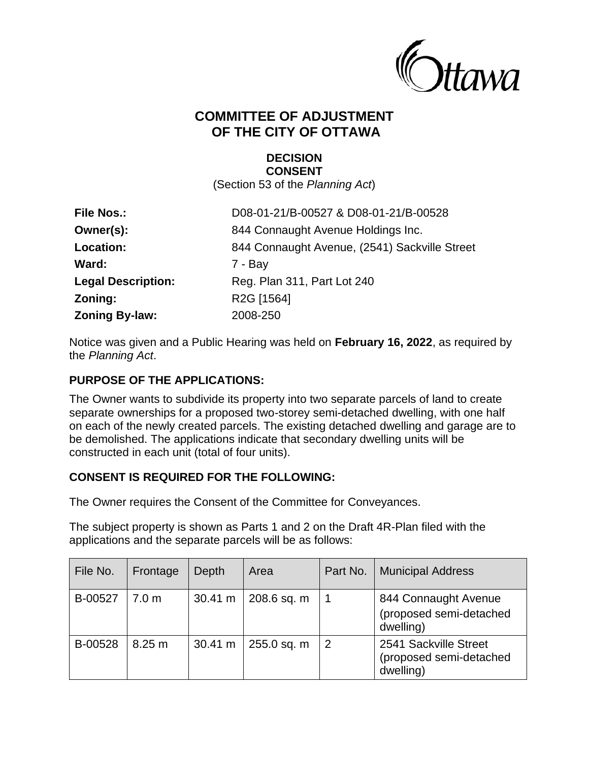# COMMITTEE OF ADJUSTMENT OF THE CITY OF OTTAWA

## DECISION CONSENT

(Section 53 of the *Planning Act*)

| | |
|---|---|
| **File Nos.:** | D08-01-21/B-00527 & D08-01-21/B-00528 |
| **Owner(s):** | 844 Connaught Avenue Holdings Inc. |
| **Location:** | 844 Connaught Avenue, (2541) Sackville Street |
| **Ward:** | 7 - Bay |
| **Legal Description:** | Reg. Plan 311, Part Lot 240 |
| **Zoning:** | R2G [1564] |
| **Zoning By-law:** | 2008-250 |

Notice was given and a Public Hearing was held on **February 16, 2022**, as required by the *Planning Act*.

### PURPOSE OF THE APPLICATIONS:

The Owner wants to subdivide its property into two separate parcels of land to create separate ownerships for a proposed two-storey semi-detached dwelling, with one half on each of the newly created parcels. The existing detached dwelling and garage are to be demolished. The applications indicate that secondary dwelling units will be constructed in each unit (total of four units).

### CONSENT IS REQUIRED FOR THE FOLLOWING:

The Owner requires the Consent of the Committee for Conveyances.

The subject property is shown as Parts 1 and 2 on the Draft 4R-Plan filed with the applications and the separate parcels will be as follows:

| File No. | Frontage | Depth | Area | Part No. | Municipal Address |
|---|---|---|---|---|---|
| B-00527 | 7.0 m | 30.41 m | 208.6 sq. m | 1 | 844 Connaught Avenue (proposed semi-detached dwelling) |
| B-00528 | 8.25 m | 30.41 m | 255.0 sq. m | 2 | 2541 Sackville Street (proposed semi-detached dwelling) |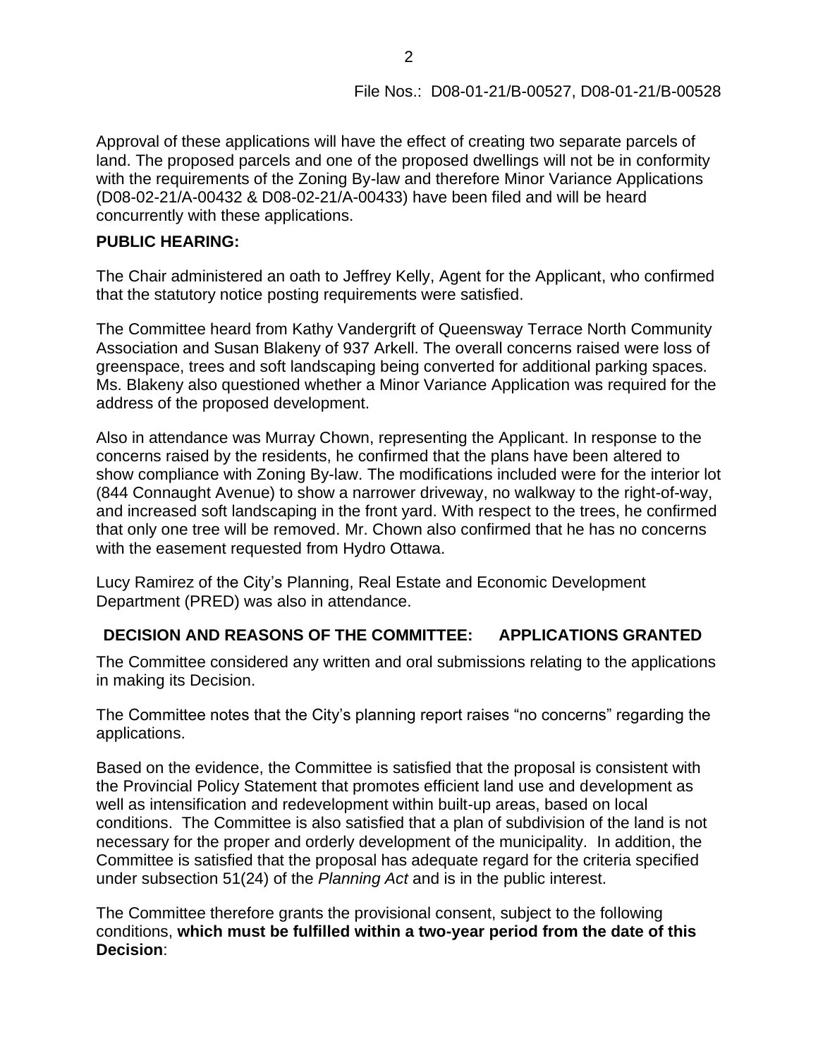File Nos.: D08-01-21/B-00527, D08-01-21/B-00528

Approval of these applications will have the effect of creating two separate parcels of land. The proposed parcels and one of the proposed dwellings will not be in conformity with the requirements of the Zoning By-law and therefore Minor Variance Applications (D08-02-21/A-00432 & D08-02-21/A-00433) have been filed and will be heard concurrently with these applications.

**PUBLIC HEARING:**

The Chair administered an oath to Jeffrey Kelly, Agent for the Applicant, who confirmed that the statutory notice posting requirements were satisfied.

The Committee heard from Kathy Vandergrift of Queensway Terrace North Community Association and Susan Blakeny of 937 Arkell. The overall concerns raised were loss of greenspace, trees and soft landscaping being converted for additional parking spaces. Ms. Blakeny also questioned whether a Minor Variance Application was required for the address of the proposed development.

Also in attendance was Murray Chown, representing the Applicant. In response to the concerns raised by the residents, he confirmed that the plans have been altered to show compliance with Zoning By-law. The modifications included were for the interior lot (844 Connaught Avenue) to show a narrower driveway, no walkway to the right-of-way, and increased soft landscaping in the front yard. With respect to the trees, he confirmed that only one tree will be removed. Mr. Chown also confirmed that he has no concerns with the easement requested from Hydro Ottawa.

Lucy Ramirez of the City's Planning, Real Estate and Economic Development Department (PRED) was also in attendance.

**DECISION AND REASONS OF THE COMMITTEE: APPLICATIONS GRANTED**

The Committee considered any written and oral submissions relating to the applications in making its Decision.

The Committee notes that the City's planning report raises "no concerns" regarding the applications.

Based on the evidence, the Committee is satisfied that the proposal is consistent with the Provincial Policy Statement that promotes efficient land use and development as well as intensification and redevelopment within built-up areas, based on local conditions. The Committee is also satisfied that a plan of subdivision of the land is not necessary for the proper and orderly development of the municipality. In addition, the Committee is satisfied that the proposal has adequate regard for the criteria specified under subsection 51(24) of the *Planning Act* and is in the public interest.

The Committee therefore grants the provisional consent, subject to the following conditions, **which must be fulfilled within a two-year period from the date of this Decision**: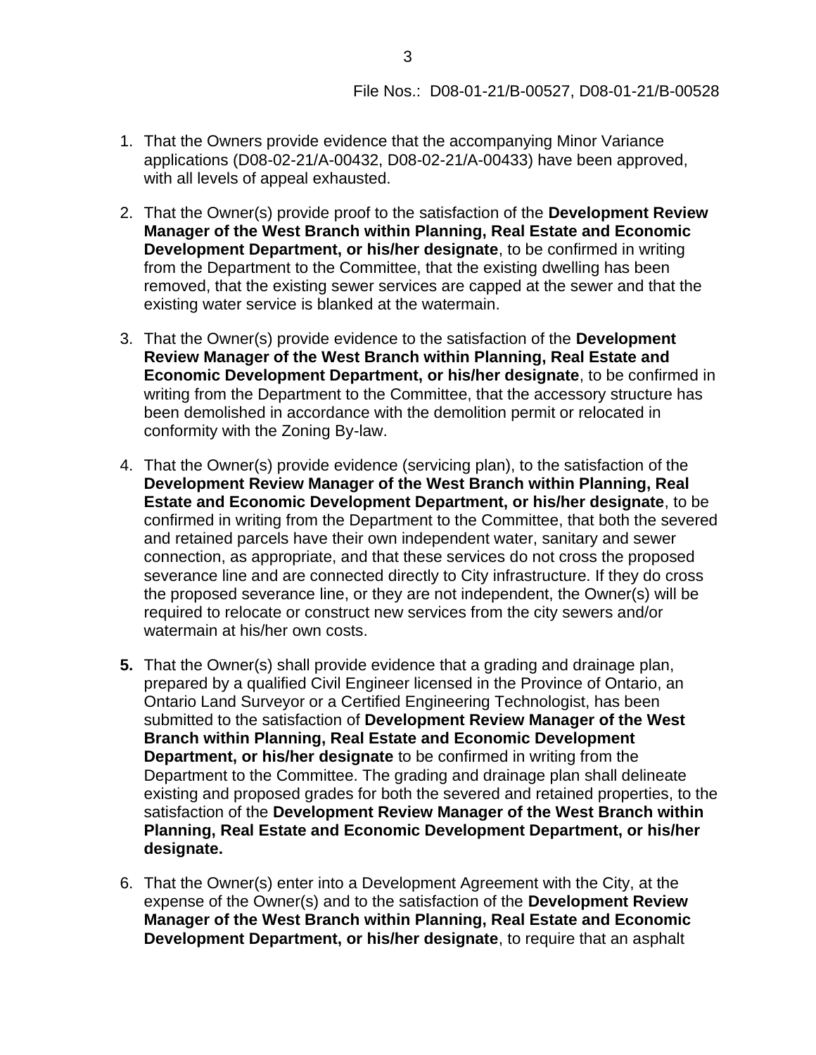File Nos.: D08-01-21/B-00527, D08-01-21/B-00528

1. That the Owners provide evidence that the accompanying Minor Variance applications (D08-02-21/A-00432, D08-02-21/A-00433) have been approved, with all levels of appeal exhausted.

2. That the Owner(s) provide proof to the satisfaction of the **Development Review Manager of the West Branch within Planning, Real Estate and Economic Development Department, or his/her designate**, to be confirmed in writing from the Department to the Committee, that the existing dwelling has been removed, that the existing sewer services are capped at the sewer and that the existing water service is blanked at the watermain.

3. That the Owner(s) provide evidence to the satisfaction of the **Development Review Manager of the West Branch within Planning, Real Estate and Economic Development Department, or his/her designate**, to be confirmed in writing from the Department to the Committee, that the accessory structure has been demolished in accordance with the demolition permit or relocated in conformity with the Zoning By-law.

4. That the Owner(s) provide evidence (servicing plan), to the satisfaction of the **Development Review Manager of the West Branch within Planning, Real Estate and Economic Development Department, or his/her designate**, to be confirmed in writing from the Department to the Committee, that both the severed and retained parcels have their own independent water, sanitary and sewer connection, as appropriate, and that these services do not cross the proposed severance line and are connected directly to City infrastructure. If they do cross the proposed severance line, or they are not independent, the Owner(s) will be required to relocate or construct new services from the city sewers and/or watermain at his/her own costs.

5. That the Owner(s) shall provide evidence that a grading and drainage plan, prepared by a qualified Civil Engineer licensed in the Province of Ontario, an Ontario Land Surveyor or a Certified Engineering Technologist, has been submitted to the satisfaction of **Development Review Manager of the West Branch within Planning, Real Estate and Economic Development Department, or his/her designate** to be confirmed in writing from the Department to the Committee. The grading and drainage plan shall delineate existing and proposed grades for both the severed and retained properties, to the satisfaction of the **Development Review Manager of the West Branch within Planning, Real Estate and Economic Development Department, or his/her designate.**

6. That the Owner(s) enter into a Development Agreement with the City, at the expense of the Owner(s) and to the satisfaction of the **Development Review Manager of the West Branch within Planning, Real Estate and Economic Development Department, or his/her designate**, to require that an asphalt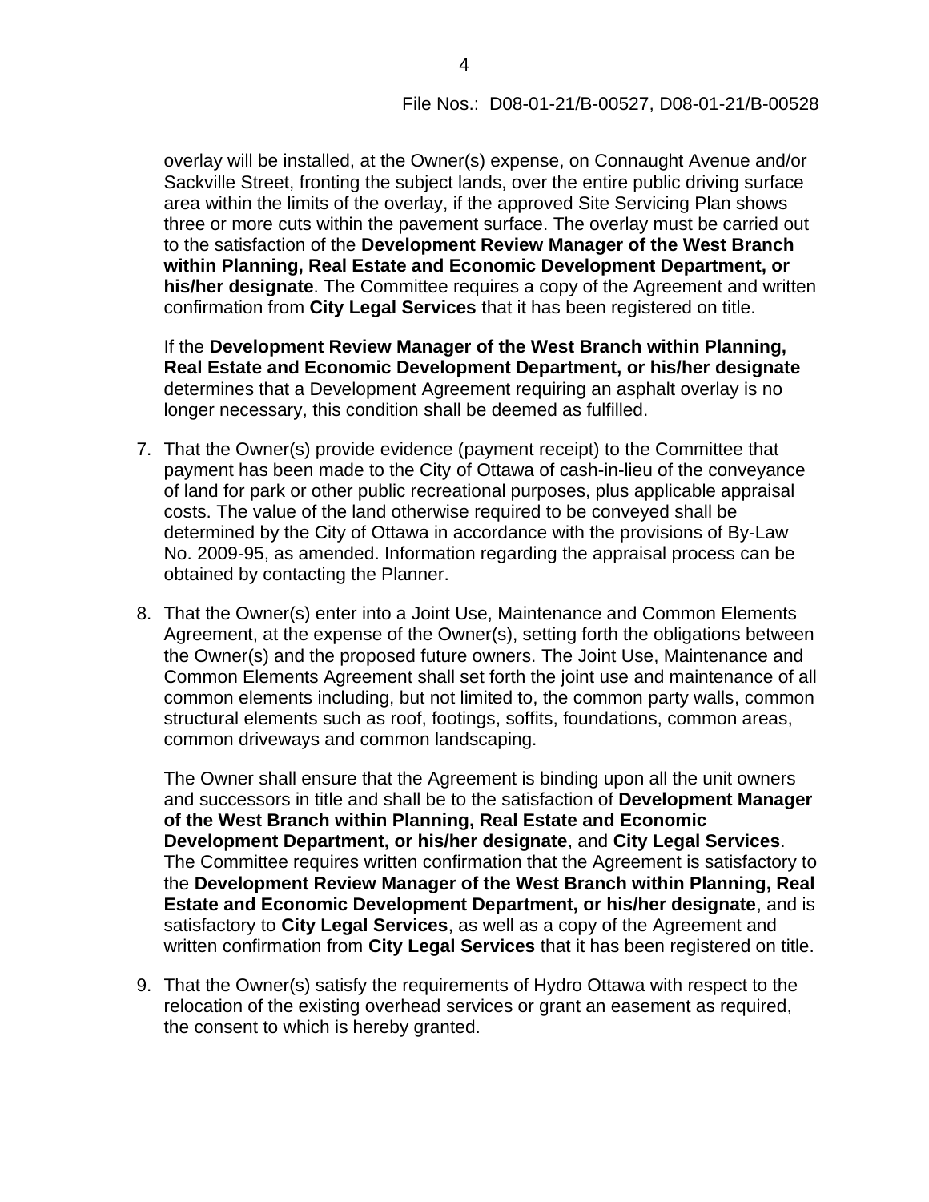overlay will be installed, at the Owner(s) expense, on Connaught Avenue and/or Sackville Street, fronting the subject lands, over the entire public driving surface area within the limits of the overlay, if the approved Site Servicing Plan shows three or more cuts within the pavement surface. The overlay must be carried out to the satisfaction of the **Development Review Manager of the West Branch within Planning, Real Estate and Economic Development Department, or his/her designate**. The Committee requires a copy of the Agreement and written confirmation from **City Legal Services** that it has been registered on title.

If the **Development Review Manager of the West Branch within Planning, Real Estate and Economic Development Department, or his/her designate** determines that a Development Agreement requiring an asphalt overlay is no longer necessary, this condition shall be deemed as fulfilled.

7. That the Owner(s) provide evidence (payment receipt) to the Committee that payment has been made to the City of Ottawa of cash-in-lieu of the conveyance of land for park or other public recreational purposes, plus applicable appraisal costs. The value of the land otherwise required to be conveyed shall be determined by the City of Ottawa in accordance with the provisions of By-Law No. 2009-95, as amended. Information regarding the appraisal process can be obtained by contacting the Planner.

8. That the Owner(s) enter into a Joint Use, Maintenance and Common Elements Agreement, at the expense of the Owner(s), setting forth the obligations between the Owner(s) and the proposed future owners. The Joint Use, Maintenance and Common Elements Agreement shall set forth the joint use and maintenance of all common elements including, but not limited to, the common party walls, common structural elements such as roof, footings, soffits, foundations, common areas, common driveways and common landscaping.

   The Owner shall ensure that the Agreement is binding upon all the unit owners and successors in title and shall be to the satisfaction of **Development Manager of the West Branch within Planning, Real Estate and Economic Development Department, or his/her designate**, and **City Legal Services**. The Committee requires written confirmation that the Agreement is satisfactory to the **Development Review Manager of the West Branch within Planning, Real Estate and Economic Development Department, or his/her designate**, and is satisfactory to **City Legal Services**, as well as a copy of the Agreement and written confirmation from **City Legal Services** that it has been registered on title.

9. That the Owner(s) satisfy the requirements of Hydro Ottawa with respect to the relocation of the existing overhead services or grant an easement as required, the consent to which is hereby granted.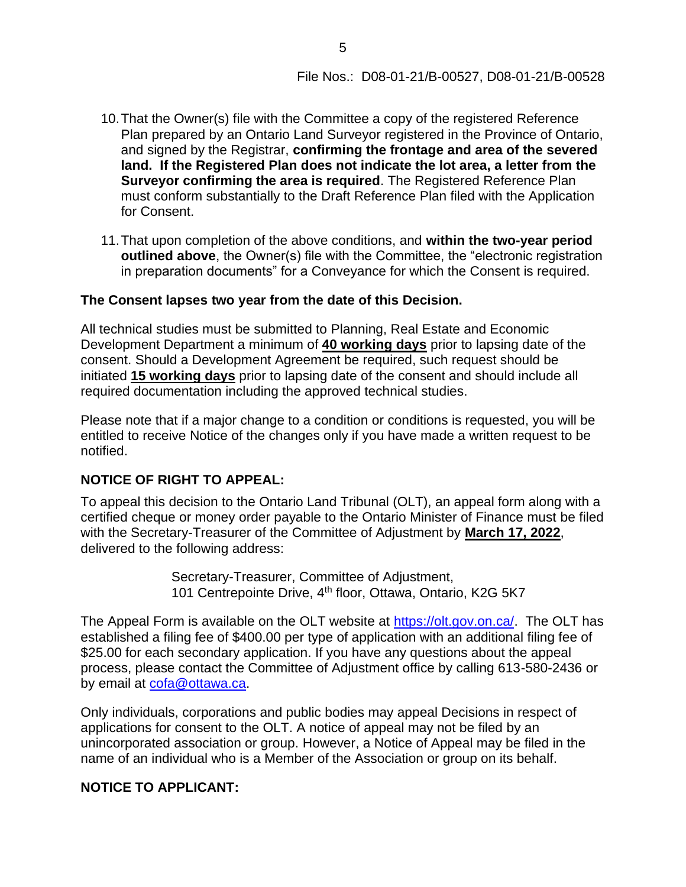File Nos.: D08-01-21/B-00527, D08-01-21/B-00528

10. That the Owner(s) file with the Committee a copy of the registered Reference Plan prepared by an Ontario Land Surveyor registered in the Province of Ontario, and signed by the Registrar, **confirming the frontage and area of the severed land. If the Registered Plan does not indicate the lot area, a letter from the Surveyor confirming the area is required**. The Registered Reference Plan must conform substantially to the Draft Reference Plan filed with the Application for Consent.

11. That upon completion of the above conditions, and **within the two-year period outlined above**, the Owner(s) file with the Committee, the "electronic registration in preparation documents" for a Conveyance for which the Consent is required.

**The Consent lapses two year from the date of this Decision.**

All technical studies must be submitted to Planning, Real Estate and Economic Development Department a minimum of **40 working days** prior to lapsing date of the consent. Should a Development Agreement be required, such request should be initiated **15 working days** prior to lapsing date of the consent and should include all required documentation including the approved technical studies.

Please note that if a major change to a condition or conditions is requested, you will be entitled to receive Notice of the changes only if you have made a written request to be notified.

## NOTICE OF RIGHT TO APPEAL:

To appeal this decision to the Ontario Land Tribunal (OLT), an appeal form along with a certified cheque or money order payable to the Ontario Minister of Finance must be filed with the Secretary-Treasurer of the Committee of Adjustment by **March 17, 2022**, delivered to the following address:

> Secretary-Treasurer, Committee of Adjustment,
> 101 Centrepointe Drive, 4th floor, Ottawa, Ontario, K2G 5K7

The Appeal Form is available on the OLT website at https://olt.gov.on.ca/. The OLT has established a filing fee of $400.00 per type of application with an additional filing fee of $25.00 for each secondary application. If you have any questions about the appeal process, please contact the Committee of Adjustment office by calling 613-580-2436 or by email at cofa@ottawa.ca.

Only individuals, corporations and public bodies may appeal Decisions in respect of applications for consent to the OLT. A notice of appeal may not be filed by an unincorporated association or group. However, a Notice of Appeal may be filed in the name of an individual who is a Member of the Association or group on its behalf.

## NOTICE TO APPLICANT: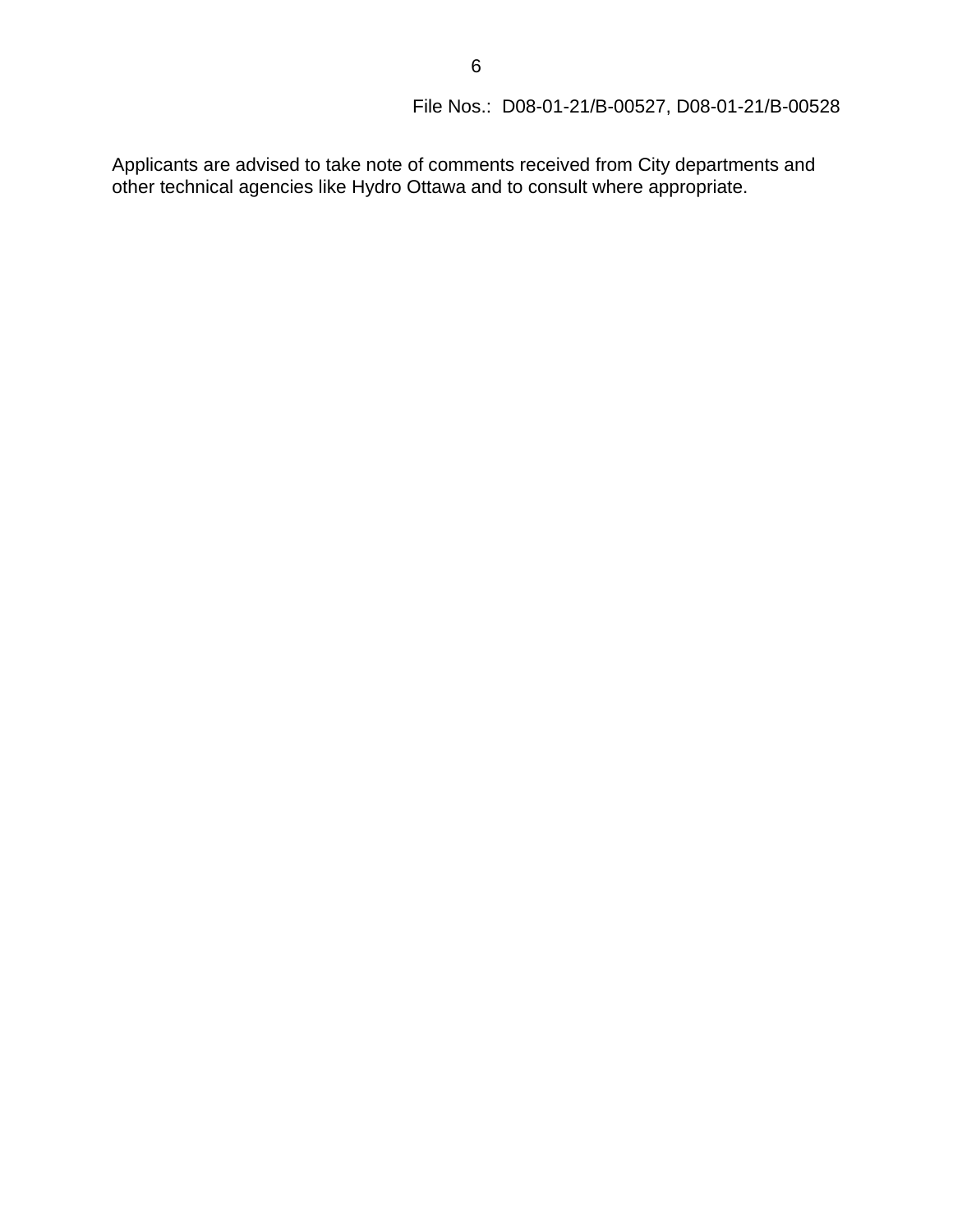Applicants are advised to take note of comments received from City departments and other technical agencies like Hydro Ottawa and to consult where appropriate.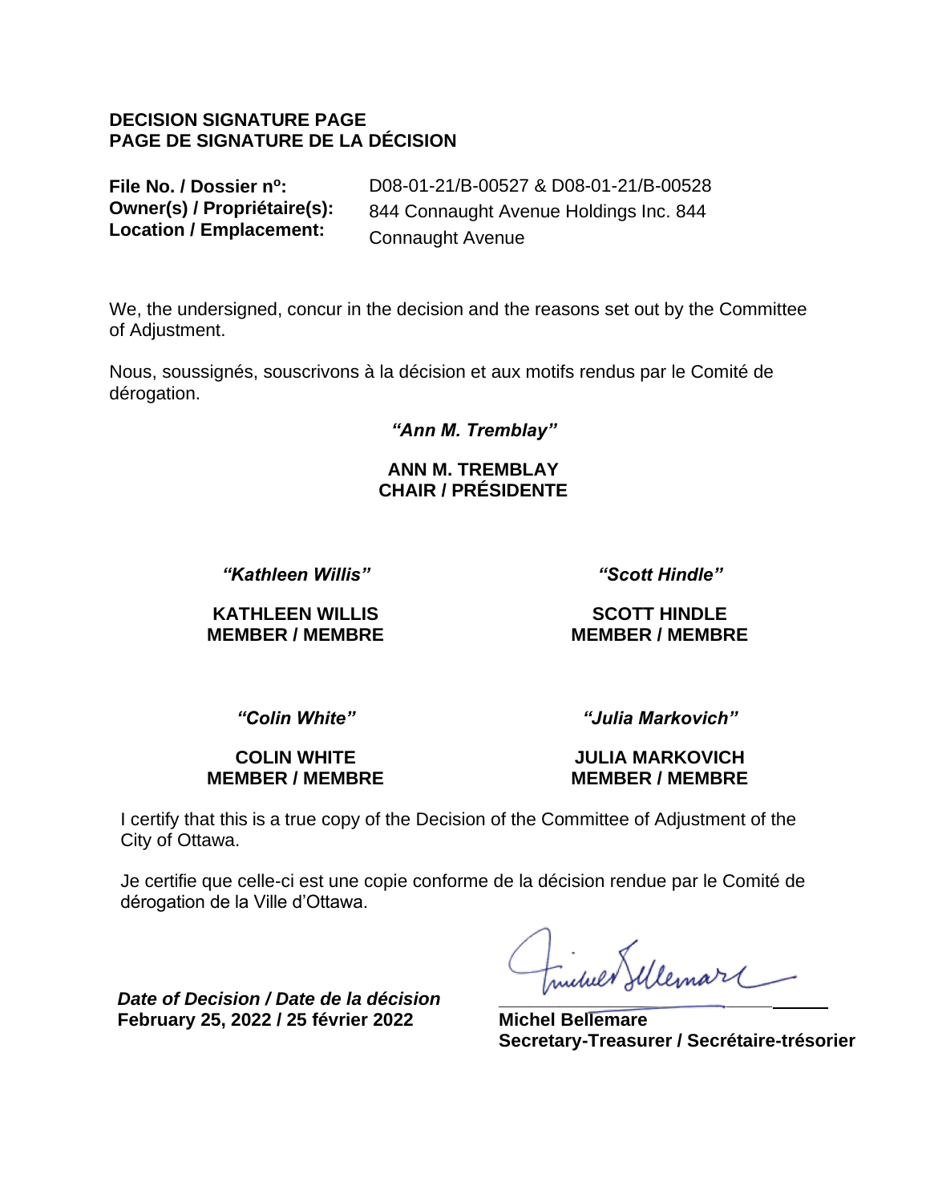**DECISION SIGNATURE PAGE**
**PAGE DE SIGNATURE DE LA DÉCISION**

**File No. / Dossier nº:** D08-01-21/B-00527 & D08-01-21/B-00528
**Owner(s) / Propriétaire(s):** 844 Connaught Avenue Holdings Inc. 844
**Location / Emplacement:** Connaught Avenue

We, the undersigned, concur in the decision and the reasons set out by the Committee of Adjustment.

Nous, soussignés, souscrivons à la décision et aux motifs rendus par le Comité de dérogation.

*"Ann M. Tremblay"*

**ANN M. TREMBLAY**
**CHAIR / PRÉSIDENTE**

*"Kathleen Willis"*

**KATHLEEN WILLIS**
**MEMBER / MEMBRE**

*"Scott Hindle"*

**SCOTT HINDLE**
**MEMBER / MEMBRE**

*"Colin White"*

**COLIN WHITE**
**MEMBER / MEMBRE**

*"Julia Markovich"*

**JULIA MARKOVICH**
**MEMBER / MEMBRE**

I certify that this is a true copy of the Decision of the Committee of Adjustment of the City of Ottawa.

Je certifie que celle-ci est une copie conforme de la décision rendue par le Comité de dérogation de la Ville d'Ottawa.

***Date of Decision / Date de la décision***
**February 25, 2022 / 25 février 2022**

**Michel Bellemare**
**Secretary-Treasurer / Secrétaire-trésorier**